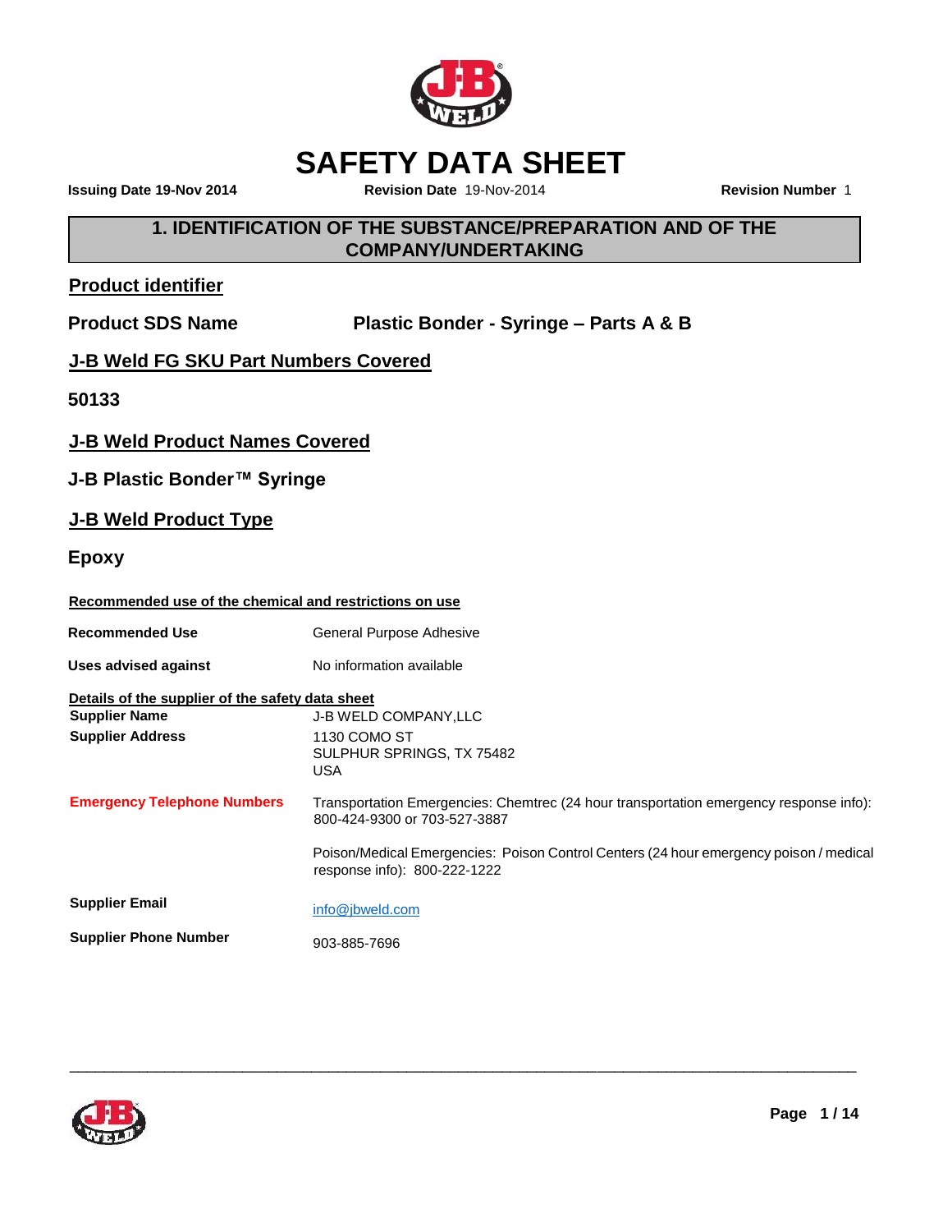# SAFETY DATA SHEET

**Issuing Date 19-Nov 2014** **Revision Date** 19-Nov-2014 **Revision Number** 1

## 1. IDENTIFICATION OF THE SUBSTANCE/PREPARATION AND OF THE COMPANY/UNDERTAKING

### Product identifier

**Product SDS Name** **Plastic Bonder - Syringe – Parts A & B**

### J-B Weld FG SKU Part Numbers Covered

**50133**

### J-B Weld Product Names Covered

**J-B Plastic Bonder™ Syringe**

### J-B Weld Product Type

**Epoxy**

#### Recommended use of the chemical and restrictions on use

**Recommended Use** General Purpose Adhesive

**Uses advised against** No information available

#### Details of the supplier of the safety data sheet

**Supplier Name** J-B WELD COMPANY,LLC

**Supplier Address** 1130 COMO ST
SULPHUR SPRINGS, TX 75482
USA

**Emergency Telephone Numbers** Transportation Emergencies: Chemtrec (24 hour transportation emergency response info): 800-424-9300 or 703-527-3887

Poison/Medical Emergencies: Poison Control Centers (24 hour emergency poison / medical response info): 800-222-1222

**Supplier Email** info@jbweld.com

**Supplier Phone Number** 903-885-7696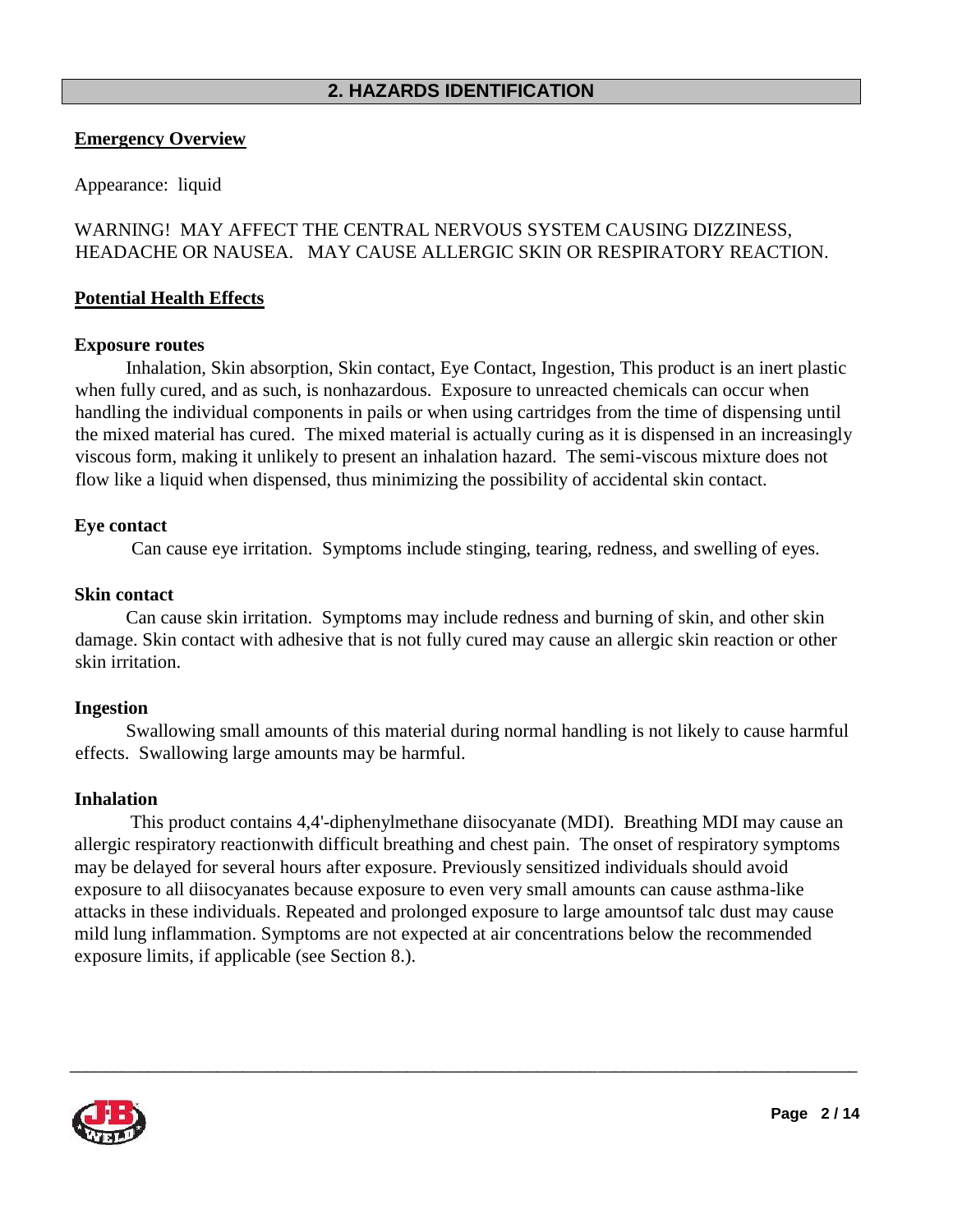## 2. HAZARDS IDENTIFICATION

**Emergency Overview**

Appearance: liquid

WARNING! MAY AFFECT THE CENTRAL NERVOUS SYSTEM CAUSING DIZZINESS, HEADACHE OR NAUSEA. MAY CAUSE ALLERGIC SKIN OR RESPIRATORY REACTION.

**Potential Health Effects**

**Exposure routes**

Inhalation, Skin absorption, Skin contact, Eye Contact, Ingestion, This product is an inert plastic when fully cured, and as such, is nonhazardous. Exposure to unreacted chemicals can occur when handling the individual components in pails or when using cartridges from the time of dispensing until the mixed material has cured. The mixed material is actually curing as it is dispensed in an increasingly viscous form, making it unlikely to present an inhalation hazard. The semi-viscous mixture does not flow like a liquid when dispensed, thus minimizing the possibility of accidental skin contact.

**Eye contact**

Can cause eye irritation. Symptoms include stinging, tearing, redness, and swelling of eyes.

**Skin contact**

Can cause skin irritation. Symptoms may include redness and burning of skin, and other skin damage. Skin contact with adhesive that is not fully cured may cause an allergic skin reaction or other skin irritation.

**Ingestion**

Swallowing small amounts of this material during normal handling is not likely to cause harmful effects. Swallowing large amounts may be harmful.

**Inhalation**

This product contains 4,4'-diphenylmethane diisocyanate (MDI). Breathing MDI may cause an allergic respiratory reactionwith difficult breathing and chest pain. The onset of respiratory symptoms may be delayed for several hours after exposure. Previously sensitized individuals should avoid exposure to all diisocyanates because exposure to even very small amounts can cause asthma-like attacks in these individuals. Repeated and prolonged exposure to large amountsof talc dust may cause mild lung inflammation. Symptoms are not expected at air concentrations below the recommended exposure limits, if applicable (see Section 8.).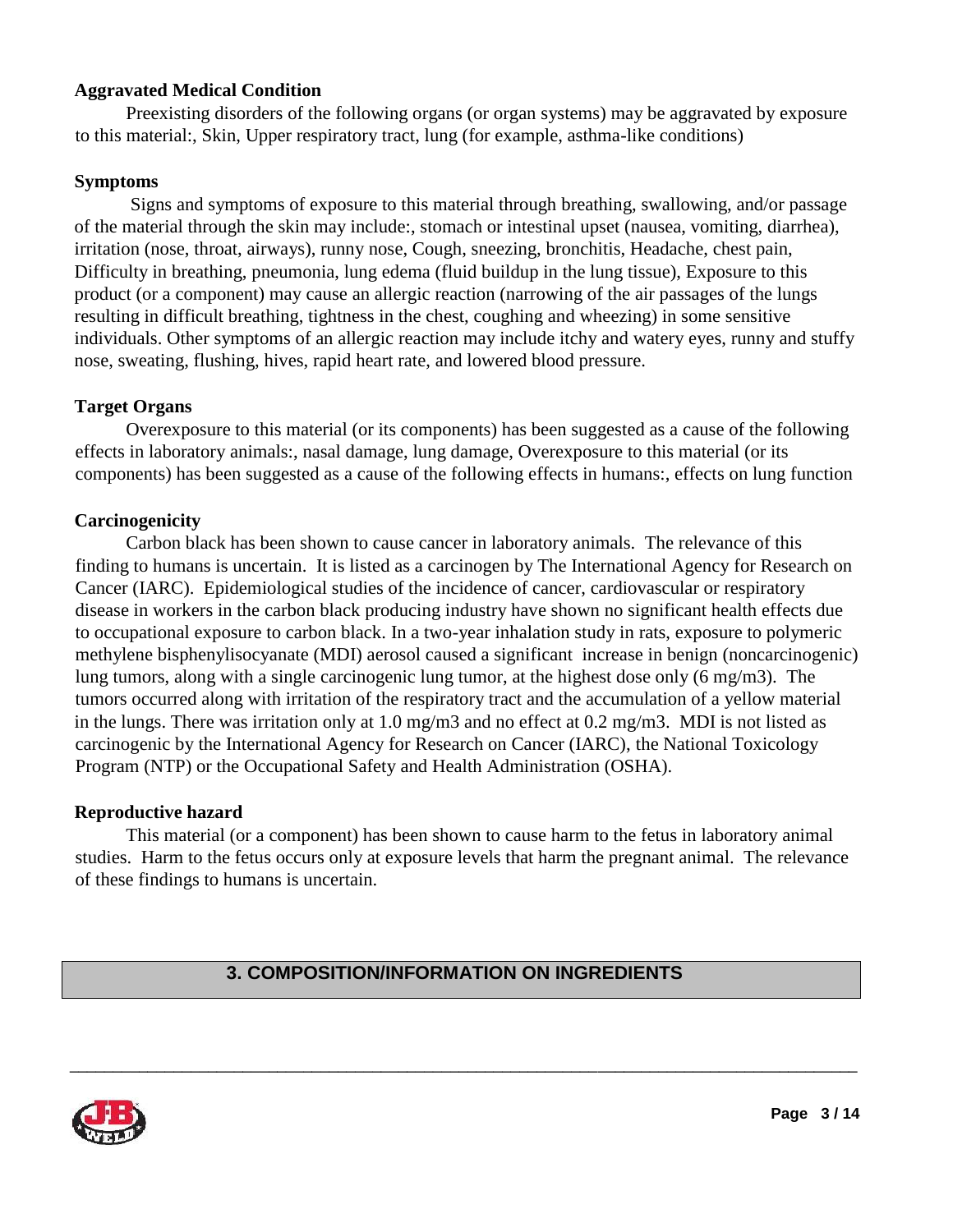**Aggravated Medical Condition**

Preexisting disorders of the following organs (or organ systems) may be aggravated by exposure to this material:, Skin, Upper respiratory tract, lung (for example, asthma-like conditions)

**Symptoms**

Signs and symptoms of exposure to this material through breathing, swallowing, and/or passage of the material through the skin may include:, stomach or intestinal upset (nausea, vomiting, diarrhea), irritation (nose, throat, airways), runny nose, Cough, sneezing, bronchitis, Headache, chest pain, Difficulty in breathing, pneumonia, lung edema (fluid buildup in the lung tissue), Exposure to this product (or a component) may cause an allergic reaction (narrowing of the air passages of the lungs resulting in difficult breathing, tightness in the chest, coughing and wheezing) in some sensitive individuals. Other symptoms of an allergic reaction may include itchy and watery eyes, runny and stuffy nose, sweating, flushing, hives, rapid heart rate, and lowered blood pressure.

**Target Organs**

Overexposure to this material (or its components) has been suggested as a cause of the following effects in laboratory animals:, nasal damage, lung damage, Overexposure to this material (or its components) has been suggested as a cause of the following effects in humans:, effects on lung function

**Carcinogenicity**

Carbon black has been shown to cause cancer in laboratory animals. The relevance of this finding to humans is uncertain. It is listed as a carcinogen by The International Agency for Research on Cancer (IARC). Epidemiological studies of the incidence of cancer, cardiovascular or respiratory disease in workers in the carbon black producing industry have shown no significant health effects due to occupational exposure to carbon black. In a two-year inhalation study in rats, exposure to polymeric methylene bisphenylisocyanate (MDI) aerosol caused a significant increase in benign (noncarcinogenic) lung tumors, along with a single carcinogenic lung tumor, at the highest dose only (6 mg/m3). The tumors occurred along with irritation of the respiratory tract and the accumulation of a yellow material in the lungs. There was irritation only at 1.0 mg/m3 and no effect at 0.2 mg/m3. MDI is not listed as carcinogenic by the International Agency for Research on Cancer (IARC), the National Toxicology Program (NTP) or the Occupational Safety and Health Administration (OSHA).

**Reproductive hazard**

This material (or a component) has been shown to cause harm to the fetus in laboratory animal studies. Harm to the fetus occurs only at exposure levels that harm the pregnant animal. The relevance of these findings to humans is uncertain.

## 3. COMPOSITION/INFORMATION ON INGREDIENTS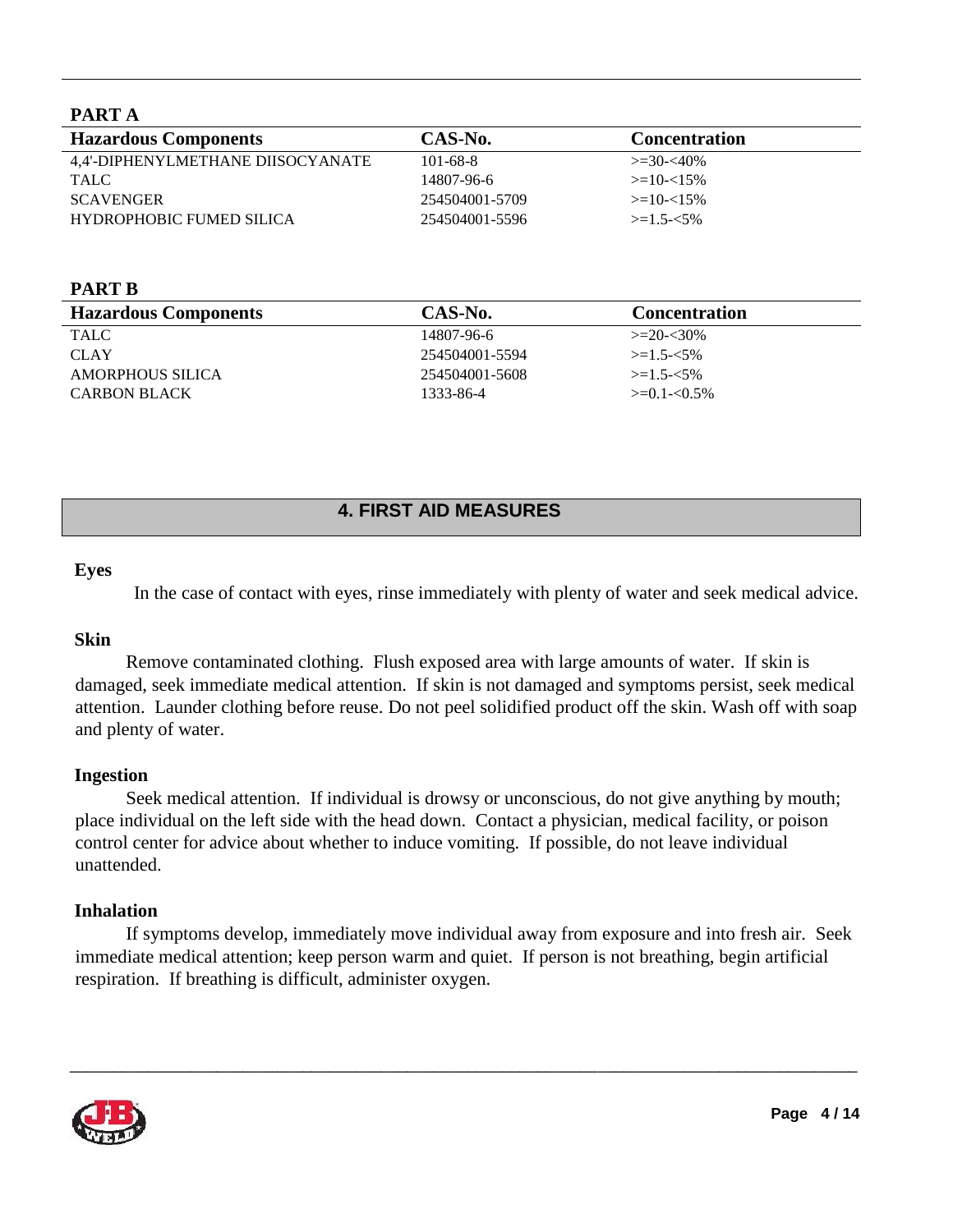## PART A

| Hazardous Components | CAS-No. | Concentration |
|---|---|---|
| 4,4'-DIPHENYLMETHANE DIISOCYANATE | 101-68-8 | >=30-<40% |
| TALC | 14807-96-6 | >=10-<15% |
| SCAVENGER | 254504001-5709 | >=10-<15% |
| HYDROPHOBIC FUMED SILICA | 254504001-5596 | >=1.5-<5% |

## PART B

| Hazardous Components | CAS-No. | Concentration |
|---|---|---|
| TALC | 14807-96-6 | >=20-<30% |
| CLAY | 254504001-5594 | >=1.5-<5% |
| AMORPHOUS SILICA | 254504001-5608 | >=1.5-<5% |
| CARBON BLACK | 1333-86-4 | >=0.1-<0.5% |

# 4. FIRST AID MEASURES

**Eyes**

In the case of contact with eyes, rinse immediately with plenty of water and seek medical advice.

**Skin**

Remove contaminated clothing. Flush exposed area with large amounts of water. If skin is damaged, seek immediate medical attention. If skin is not damaged and symptoms persist, seek medical attention. Launder clothing before reuse. Do not peel solidified product off the skin. Wash off with soap and plenty of water.

**Ingestion**

Seek medical attention. If individual is drowsy or unconscious, do not give anything by mouth; place individual on the left side with the head down. Contact a physician, medical facility, or poison control center for advice about whether to induce vomiting. If possible, do not leave individual unattended.

**Inhalation**

If symptoms develop, immediately move individual away from exposure and into fresh air. Seek immediate medical attention; keep person warm and quiet. If person is not breathing, begin artificial respiration. If breathing is difficult, administer oxygen.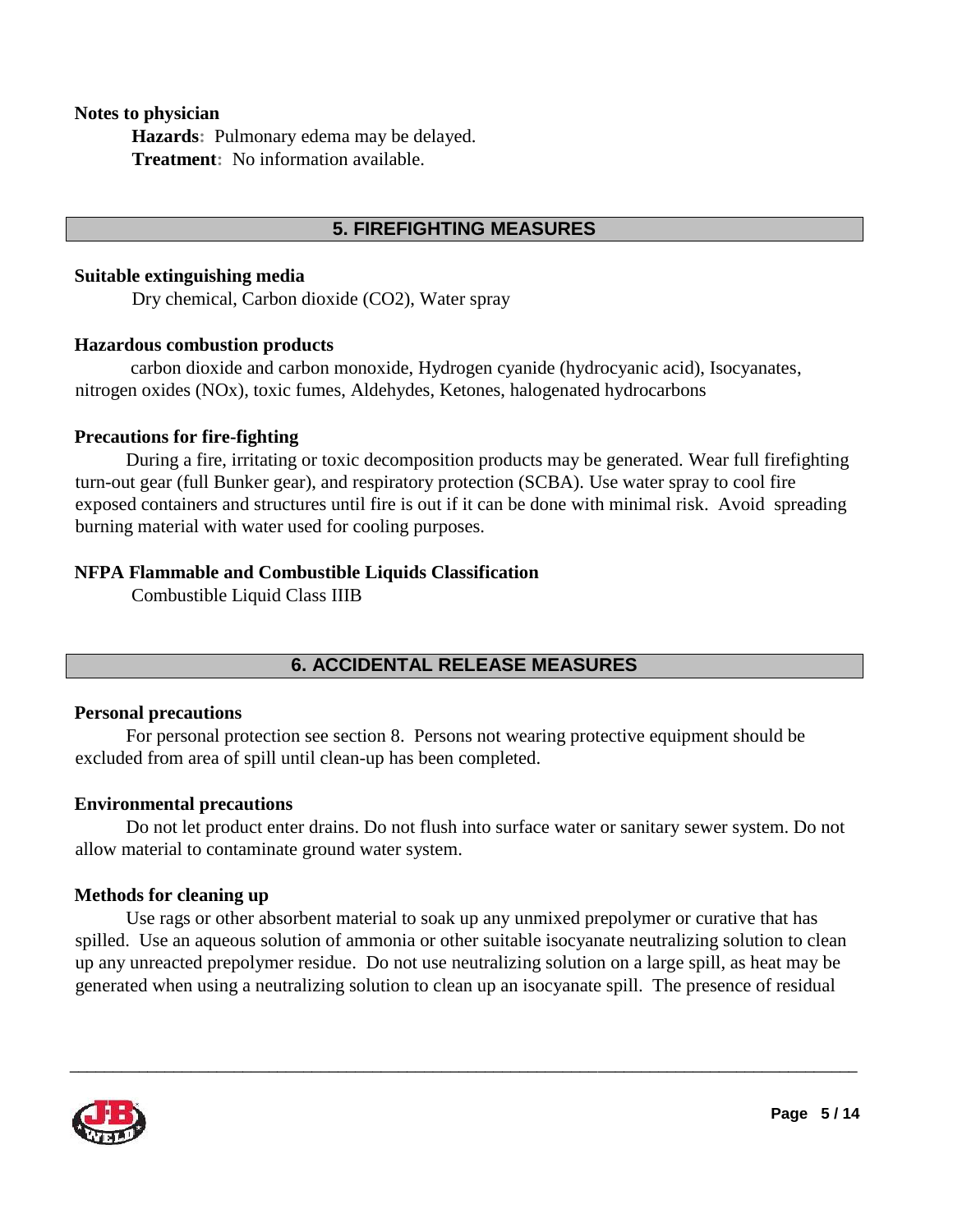**Notes to physician**

**Hazards:** Pulmonary edema may be delayed.

**Treatment:** No information available.

## 5. FIREFIGHTING MEASURES

**Suitable extinguishing media**

Dry chemical, Carbon dioxide ($CO_2$), Water spray

**Hazardous combustion products**

carbon dioxide and carbon monoxide, Hydrogen cyanide (hydrocyanic acid), Isocyanates, nitrogen oxides (NOx), toxic fumes, Aldehydes, Ketones, halogenated hydrocarbons

**Precautions for fire-fighting**

During a fire, irritating or toxic decomposition products may be generated. Wear full firefighting turn-out gear (full Bunker gear), and respiratory protection (SCBA). Use water spray to cool fire exposed containers and structures until fire is out if it can be done with minimal risk. Avoid spreading burning material with water used for cooling purposes.

**NFPA Flammable and Combustible Liquids Classification**

Combustible Liquid Class IIIB

## 6. ACCIDENTAL RELEASE MEASURES

**Personal precautions**

For personal protection see section 8. Persons not wearing protective equipment should be excluded from area of spill until clean-up has been completed.

**Environmental precautions**

Do not let product enter drains. Do not flush into surface water or sanitary sewer system. Do not allow material to contaminate ground water system.

**Methods for cleaning up**

Use rags or other absorbent material to soak up any unmixed prepolymer or curative that has spilled. Use an aqueous solution of ammonia or other suitable isocyanate neutralizing solution to clean up any unreacted prepolymer residue. Do not use neutralizing solution on a large spill, as heat may be generated when using a neutralizing solution to clean up an isocyanate spill. The presence of residual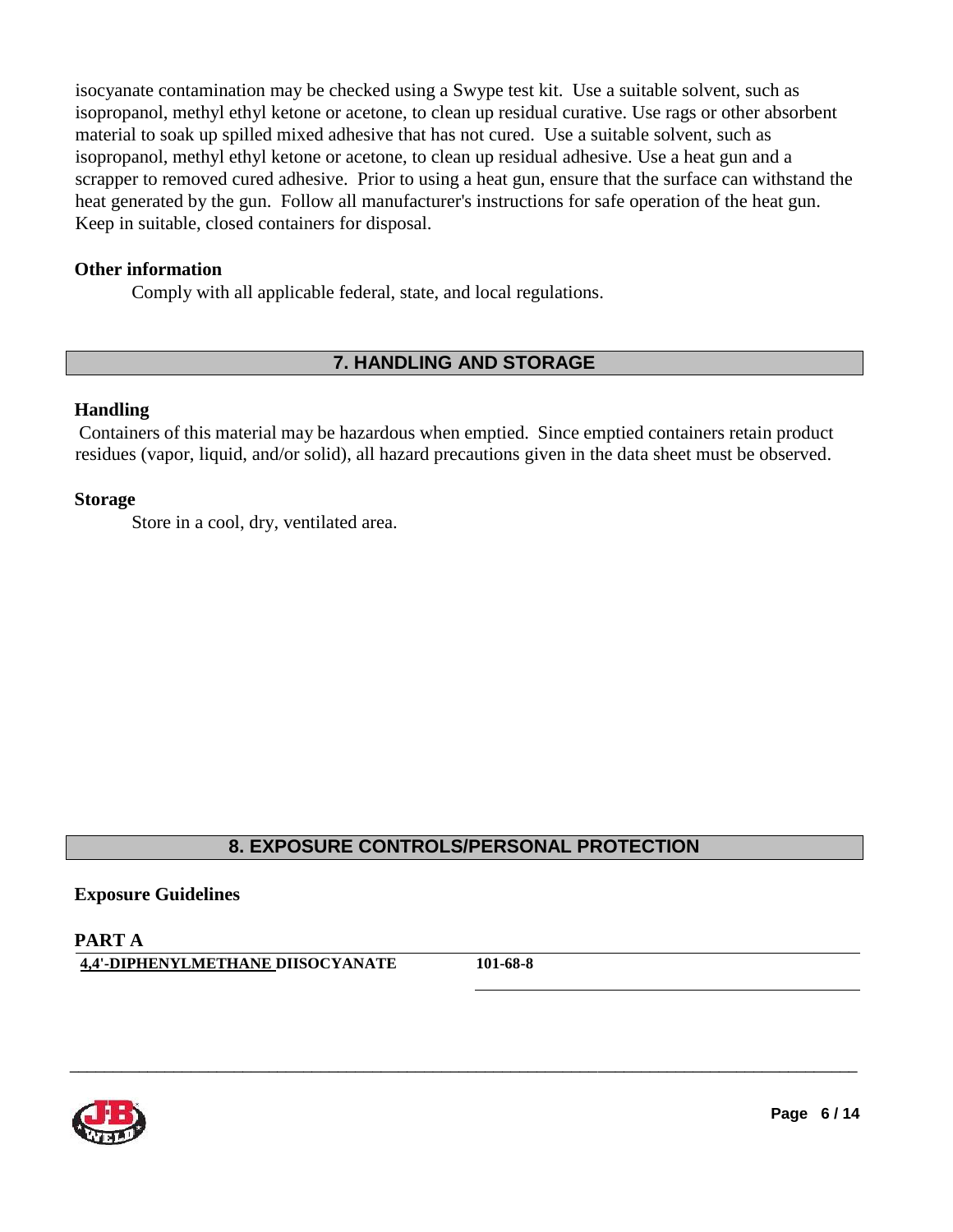isocyanate contamination may be checked using a Swype test kit. Use a suitable solvent, such as isopropanol, methyl ethyl ketone or acetone, to clean up residual curative. Use rags or other absorbent material to soak up spilled mixed adhesive that has not cured. Use a suitable solvent, such as isopropanol, methyl ethyl ketone or acetone, to clean up residual adhesive. Use a heat gun and a scrapper to removed cured adhesive. Prior to using a heat gun, ensure that the surface can withstand the heat generated by the gun. Follow all manufacturer's instructions for safe operation of the heat gun. Keep in suitable, closed containers for disposal.

**Other information**

Comply with all applicable federal, state, and local regulations.

## 7. HANDLING AND STORAGE

**Handling**

Containers of this material may be hazardous when emptied. Since emptied containers retain product residues (vapor, liquid, and/or solid), all hazard precautions given in the data sheet must be observed.

**Storage**

Store in a cool, dry, ventilated area.

## 8. EXPOSURE CONTROLS/PERSONAL PROTECTION

**Exposure Guidelines**

**PART A**

| 4,4'-DIPHENYLMETHANE DIISOCYANATE | 101-68-8 |
|---|---|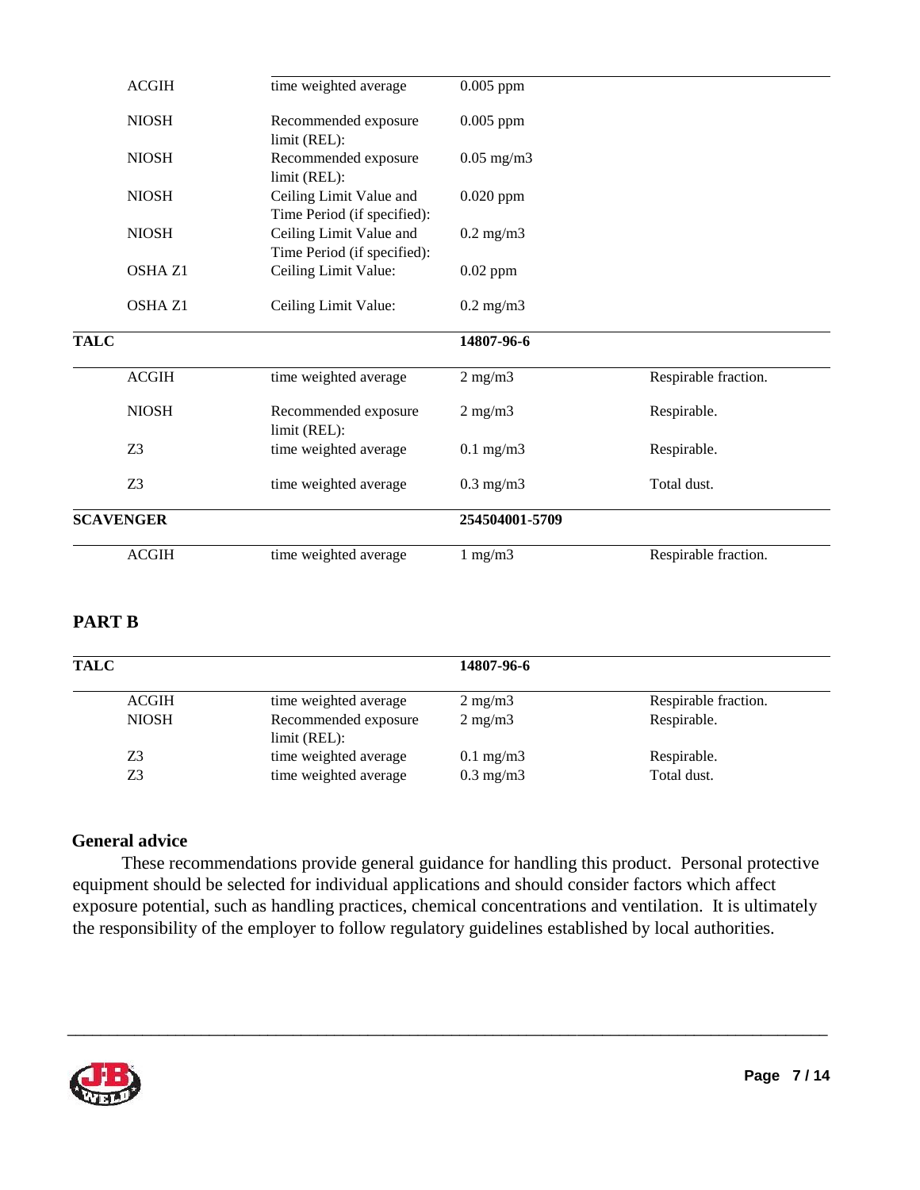| | | | |
|---|---|---|---|
| ACGIH | time weighted average | 0.005 ppm | |
| NIOSH | Recommended exposure limit (REL): | 0.005 ppm | |
| NIOSH | Recommended exposure limit (REL): | 0.05 mg/m3 | |
| NIOSH | Ceiling Limit Value and Time Period (if specified): | 0.020 ppm | |
| NIOSH | Ceiling Limit Value and Time Period (if specified): | 0.2 mg/m3 | |
| OSHA Z1 | Ceiling Limit Value: | 0.02 ppm | |
| OSHA Z1 | Ceiling Limit Value: | 0.2 mg/m3 | |

| **TALC** | | **14807-96-6** | |
|---|---|---|---|
| ACGIH | time weighted average | 2 mg/m3 | Respirable fraction. |
| NIOSH | Recommended exposure limit (REL): | 2 mg/m3 | Respirable. |
| Z3 | time weighted average | 0.1 mg/m3 | Respirable. |
| Z3 | time weighted average | 0.3 mg/m3 | Total dust. |

| **SCAVENGER** | | **254504001-5709** | |
|---|---|---|---|
| ACGIH | time weighted average | 1 mg/m3 | Respirable fraction. |

## PART B

| **TALC** | | **14807-96-6** | |
|---|---|---|---|
| ACGIH | time weighted average | 2 mg/m3 | Respirable fraction. |
| NIOSH | Recommended exposure limit (REL): | 2 mg/m3 | Respirable. |
| Z3 | time weighted average | 0.1 mg/m3 | Respirable. |
| Z3 | time weighted average | 0.3 mg/m3 | Total dust. |

### General advice

These recommendations provide general guidance for handling this product. Personal protective equipment should be selected for individual applications and should consider factors which affect exposure potential, such as handling practices, chemical concentrations and ventilation. It is ultimately the responsibility of the employer to follow regulatory guidelines established by local authorities.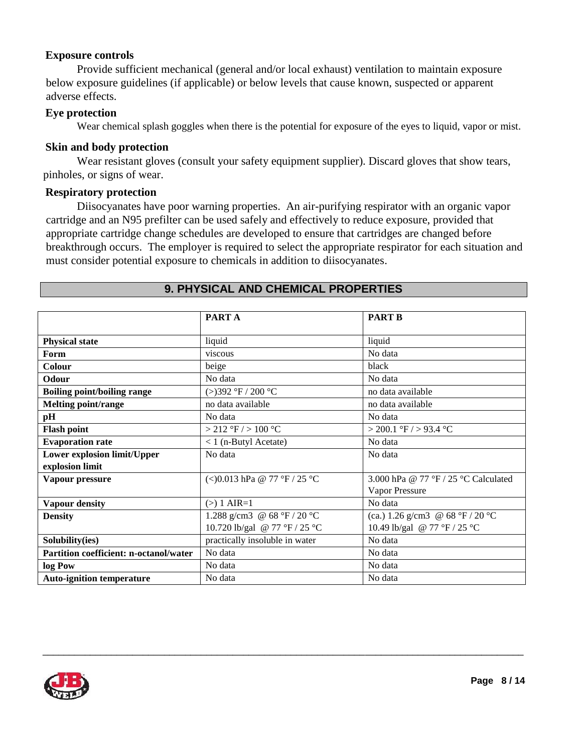### Exposure controls

Provide sufficient mechanical (general and/or local exhaust) ventilation to maintain exposure below exposure guidelines (if applicable) or below levels that cause known, suspected or apparent adverse effects.

### Eye protection

Wear chemical splash goggles when there is the potential for exposure of the eyes to liquid, vapor or mist.

### Skin and body protection

Wear resistant gloves (consult your safety equipment supplier). Discard gloves that show tears, pinholes, or signs of wear.

### Respiratory protection

Diisocyanates have poor warning properties. An air-purifying respirator with an organic vapor cartridge and an N95 prefilter can be used safely and effectively to reduce exposure, provided that appropriate cartridge change schedules are developed to ensure that cartridges are changed before breakthrough occurs. The employer is required to select the appropriate respirator for each situation and must consider potential exposure to chemicals in addition to diisocyanates.

## 9. PHYSICAL AND CHEMICAL PROPERTIES

| | **PART A** | **PART B** |
|---|---|---|
| **Physical state** | liquid | liquid |
| **Form** | viscous | No data |
| **Colour** | beige | black |
| **Odour** | No data | No data |
| **Boiling point/boiling range** | (>)392 °F / 200 °C | no data available |
| **Melting point/range** | no data available | no data available |
| **pH** | No data | No data |
| **Flash point** | > 212 °F / > 100 °C | > 200.1 °F / > 93.4 °C |
| **Evaporation rate** | < 1 (n-Butyl Acetate) | No data |
| **Lower explosion limit/Upper explosion limit** | No data | No data |
| **Vapour pressure** | (<)0.013 hPa @ 77 °F / 25 °C | 3.000 hPa @ 77 °F / 25 °C Calculated Vapor Pressure |
| **Vapour density** | (>) 1 AIR=1 | No data |
| **Density** | 1.288 g/cm3 @ 68 °F / 20 °C<br>10.720 lb/gal @ 77 °F / 25 °C | (ca.) 1.26 g/cm3 @ 68 °F / 20 °C<br>10.49 lb/gal @ 77 °F / 25 °C |
| **Solubility(ies)** | practically insoluble in water | No data |
| **Partition coefficient: n-octanol/water** | No data | No data |
| **log Pow** | No data | No data |
| **Auto-ignition temperature** | No data | No data |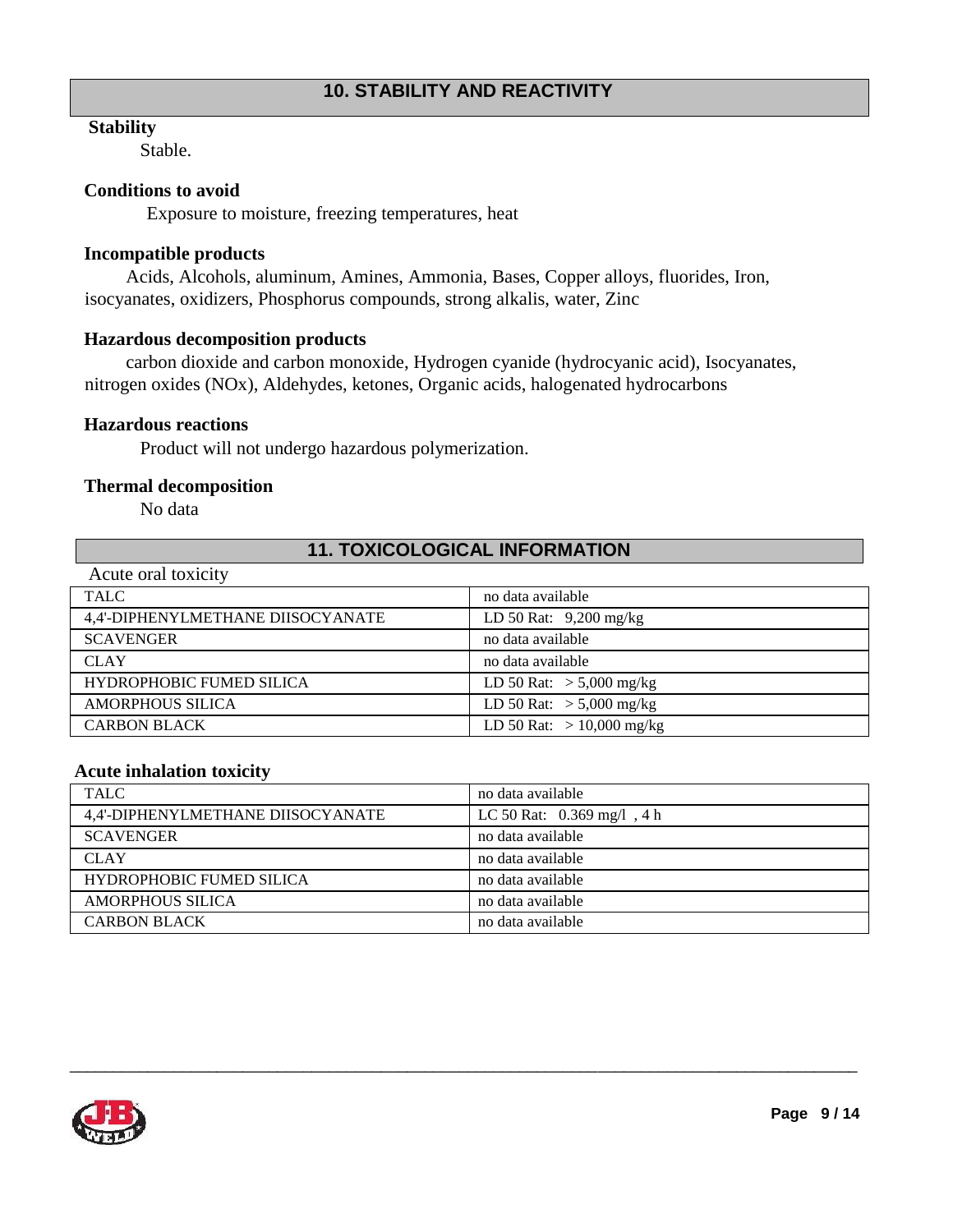## 10. STABILITY AND REACTIVITY

**Stability**

Stable.

**Conditions to avoid**

Exposure to moisture, freezing temperatures, heat

**Incompatible products**

Acids, Alcohols, aluminum, Amines, Ammonia, Bases, Copper alloys, fluorides, Iron, isocyanates, oxidizers, Phosphorus compounds, strong alkalis, water, Zinc

**Hazardous decomposition products**

carbon dioxide and carbon monoxide, Hydrogen cyanide (hydrocyanic acid), Isocyanates, nitrogen oxides (NOx), Aldehydes, ketones, Organic acids, halogenated hydrocarbons

**Hazardous reactions**

Product will not undergo hazardous polymerization.

**Thermal decomposition**

No data

## 11. TOXICOLOGICAL INFORMATION

Acute oral toxicity

| | |
|---|---|
| TALC | no data available |
| 4,4'-DIPHENYLMETHANE DIISOCYANATE | LD 50 Rat: 9,200 mg/kg |
| SCAVENGER | no data available |
| CLAY | no data available |
| HYDROPHOBIC FUMED SILICA | LD 50 Rat: > 5,000 mg/kg |
| AMORPHOUS SILICA | LD 50 Rat: > 5,000 mg/kg |
| CARBON BLACK | LD 50 Rat: > 10,000 mg/kg |

**Acute inhalation toxicity**

| | |
|---|---|
| TALC | no data available |
| 4,4'-DIPHENYLMETHANE DIISOCYANATE | LC 50 Rat: 0.369 mg/l , 4 h |
| SCAVENGER | no data available |
| CLAY | no data available |
| HYDROPHOBIC FUMED SILICA | no data available |
| AMORPHOUS SILICA | no data available |
| CARBON BLACK | no data available |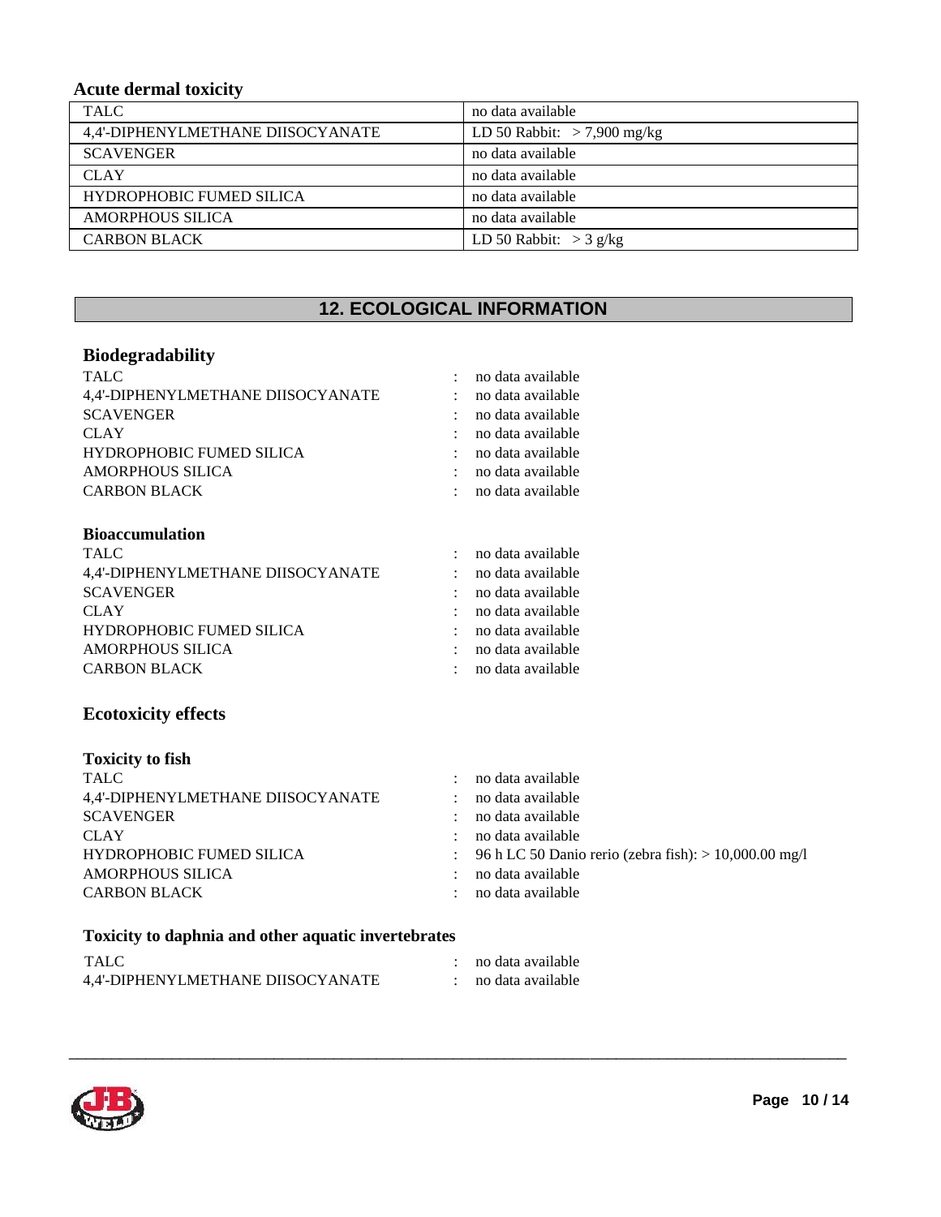### Acute dermal toxicity

| | |
|---|---|
| TALC | no data available |
| 4,4'-DIPHENYLMETHANE DIISOCYANATE | LD 50 Rabbit: > 7,900 mg/kg |
| SCAVENGER | no data available |
| CLAY | no data available |
| HYDROPHOBIC FUMED SILICA | no data available |
| AMORPHOUS SILICA | no data available |
| CARBON BLACK | LD 50 Rabbit: > 3 g/kg |

## 12. ECOLOGICAL INFORMATION

### Biodegradability

| | |
|---|---|
| TALC | : no data available |
| 4,4'-DIPHENYLMETHANE DIISOCYANATE | : no data available |
| SCAVENGER | : no data available |
| CLAY | : no data available |
| HYDROPHOBIC FUMED SILICA | : no data available |
| AMORPHOUS SILICA | : no data available |
| CARBON BLACK | : no data available |

### Bioaccumulation

| | |
|---|---|
| TALC | : no data available |
| 4,4'-DIPHENYLMETHANE DIISOCYANATE | : no data available |
| SCAVENGER | : no data available |
| CLAY | : no data available |
| HYDROPHOBIC FUMED SILICA | : no data available |
| AMORPHOUS SILICA | : no data available |
| CARBON BLACK | : no data available |

### Ecotoxicity effects

#### Toxicity to fish

| | |
|---|---|
| TALC | : no data available |
| 4,4'-DIPHENYLMETHANE DIISOCYANATE | : no data available |
| SCAVENGER | : no data available |
| CLAY | : no data available |
| HYDROPHOBIC FUMED SILICA | : 96 h LC 50 Danio rerio (zebra fish): > 10,000.00 mg/l |
| AMORPHOUS SILICA | : no data available |
| CARBON BLACK | : no data available |

#### Toxicity to daphnia and other aquatic invertebrates

| | |
|---|---|
| TALC | : no data available |
| 4,4'-DIPHENYLMETHANE DIISOCYANATE | : no data available |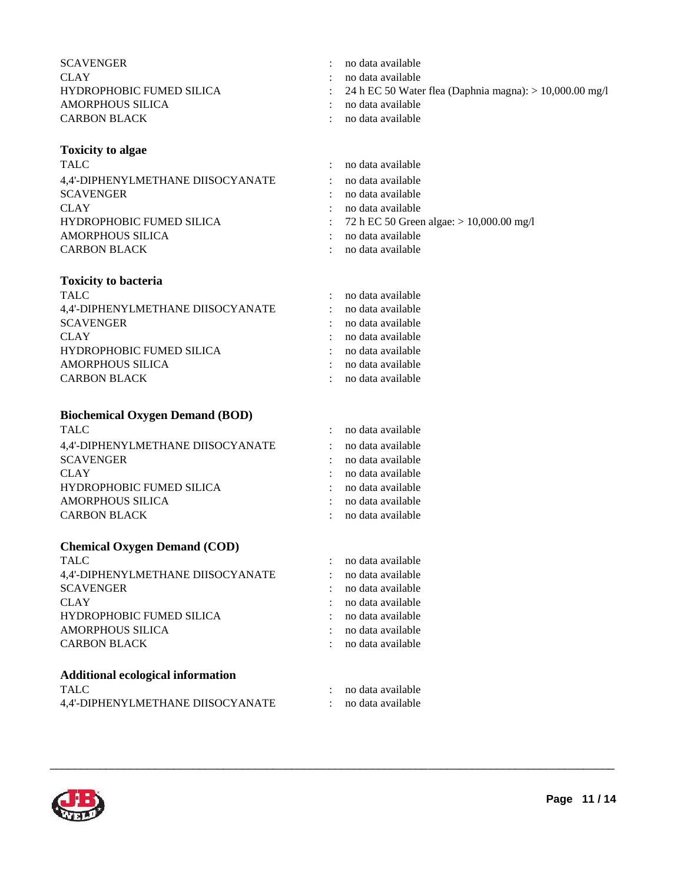| | | |
|---|---|---|
| SCAVENGER | : | no data available |
| CLAY | : | no data available |
| HYDROPHOBIC FUMED SILICA | : | 24 h EC 50 Water flea (Daphnia magna): > 10,000.00 mg/l |
| AMORPHOUS SILICA | : | no data available |
| CARBON BLACK | : | no data available |

**Toxicity to algae**

| | | |
|---|---|---|
| TALC | : | no data available |
| 4,4'-DIPHENYLMETHANE DIISOCYANATE | : | no data available |
| SCAVENGER | : | no data available |
| CLAY | : | no data available |
| HYDROPHOBIC FUMED SILICA | : | 72 h EC 50 Green algae: > 10,000.00 mg/l |
| AMORPHOUS SILICA | : | no data available |
| CARBON BLACK | : | no data available |

**Toxicity to bacteria**

| | | |
|---|---|---|
| TALC | : | no data available |
| 4,4'-DIPHENYLMETHANE DIISOCYANATE | : | no data available |
| SCAVENGER | : | no data available |
| CLAY | : | no data available |
| HYDROPHOBIC FUMED SILICA | : | no data available |
| AMORPHOUS SILICA | : | no data available |
| CARBON BLACK | : | no data available |

**Biochemical Oxygen Demand (BOD)**

| | | |
|---|---|---|
| TALC | : | no data available |
| 4,4'-DIPHENYLMETHANE DIISOCYANATE | : | no data available |
| SCAVENGER | : | no data available |
| CLAY | : | no data available |
| HYDROPHOBIC FUMED SILICA | : | no data available |
| AMORPHOUS SILICA | : | no data available |
| CARBON BLACK | : | no data available |

**Chemical Oxygen Demand (COD)**

| | | |
|---|---|---|
| TALC | : | no data available |
| 4,4'-DIPHENYLMETHANE DIISOCYANATE | : | no data available |
| SCAVENGER | : | no data available |
| CLAY | : | no data available |
| HYDROPHOBIC FUMED SILICA | : | no data available |
| AMORPHOUS SILICA | : | no data available |
| CARBON BLACK | : | no data available |

**Additional ecological information**

| | | |
|---|---|---|
| TALC | : | no data available |
| 4,4'-DIPHENYLMETHANE DIISOCYANATE | : | no data available |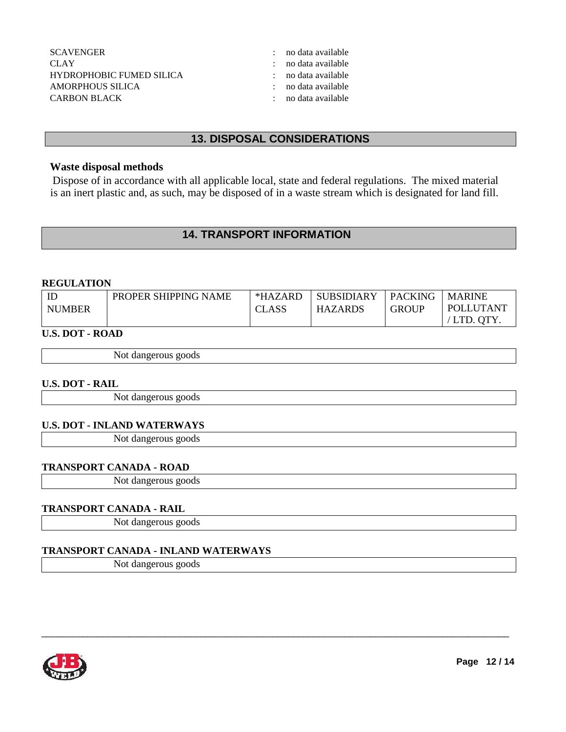| | | |
|---|---|---|
| SCAVENGER | : | no data available |
| CLAY | : | no data available |
| HYDROPHOBIC FUMED SILICA | : | no data available |
| AMORPHOUS SILICA | : | no data available |
| CARBON BLACK | : | no data available |

## 13. DISPOSAL CONSIDERATIONS

**Waste disposal methods**

Dispose of in accordance with all applicable local, state and federal regulations. The mixed material is an inert plastic and, as such, may be disposed of in a waste stream which is designated for land fill.

## 14. TRANSPORT INFORMATION

**REGULATION**

| ID NUMBER | PROPER SHIPPING NAME | *HAZARD CLASS | SUBSIDIARY HAZARDS | PACKING GROUP | MARINE POLLUTANT / LTD. QTY. |
|---|---|---|---|---|---|

**U.S. DOT - ROAD**

Not dangerous goods

**U.S. DOT - RAIL**

Not dangerous goods

**U.S. DOT - INLAND WATERWAYS**

Not dangerous goods

**TRANSPORT CANADA - ROAD**

Not dangerous goods

**TRANSPORT CANADA - RAIL**

Not dangerous goods

**TRANSPORT CANADA - INLAND WATERWAYS**

Not dangerous goods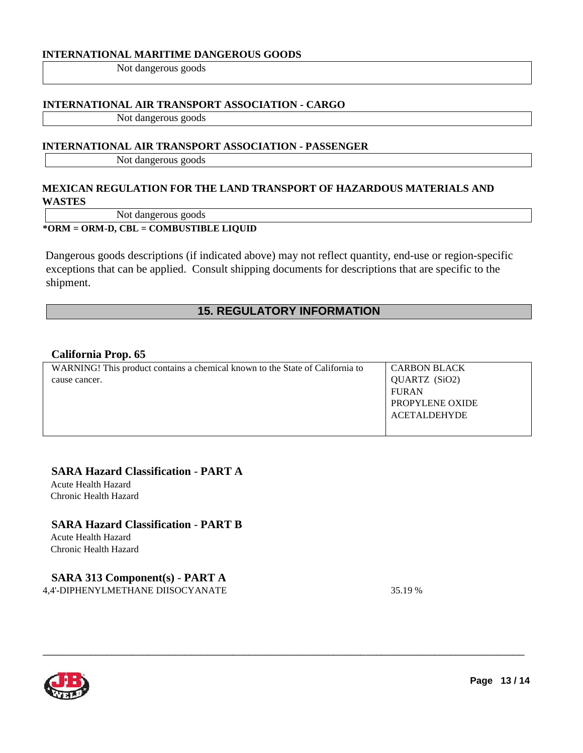**INTERNATIONAL MARITIME DANGEROUS GOODS**

| Not dangerous goods |
|---|

**INTERNATIONAL AIR TRANSPORT ASSOCIATION - CARGO**

| Not dangerous goods |
|---|

**INTERNATIONAL AIR TRANSPORT ASSOCIATION - PASSENGER**

| Not dangerous goods |
|---|

**MEXICAN REGULATION FOR THE LAND TRANSPORT OF HAZARDOUS MATERIALS AND WASTES**

| Not dangerous goods |
|---|

**\*ORM = ORM-D, CBL = COMBUSTIBLE LIQUID**

Dangerous goods descriptions (if indicated above) may not reflect quantity, end-use or region-specific exceptions that can be applied. Consult shipping documents for descriptions that are specific to the shipment.

## 15. REGULATORY INFORMATION

### California Prop. 65

| | |
|---|---|
| WARNING! This product contains a chemical known to the State of California to cause cancer. | CARBON BLACK<br>QUARTZ (SiO2)<br>FURAN<br>PROPYLENE OXIDE<br>ACETALDEHYDE |

### SARA Hazard Classification - PART A

Acute Health Hazard
Chronic Health Hazard

### SARA Hazard Classification - PART B

Acute Health Hazard
Chronic Health Hazard

### SARA 313 Component(s) - PART A

| | |
|---|---|
| 4,4'-DIPHENYLMETHANE DIISOCYANATE | 35.19 % |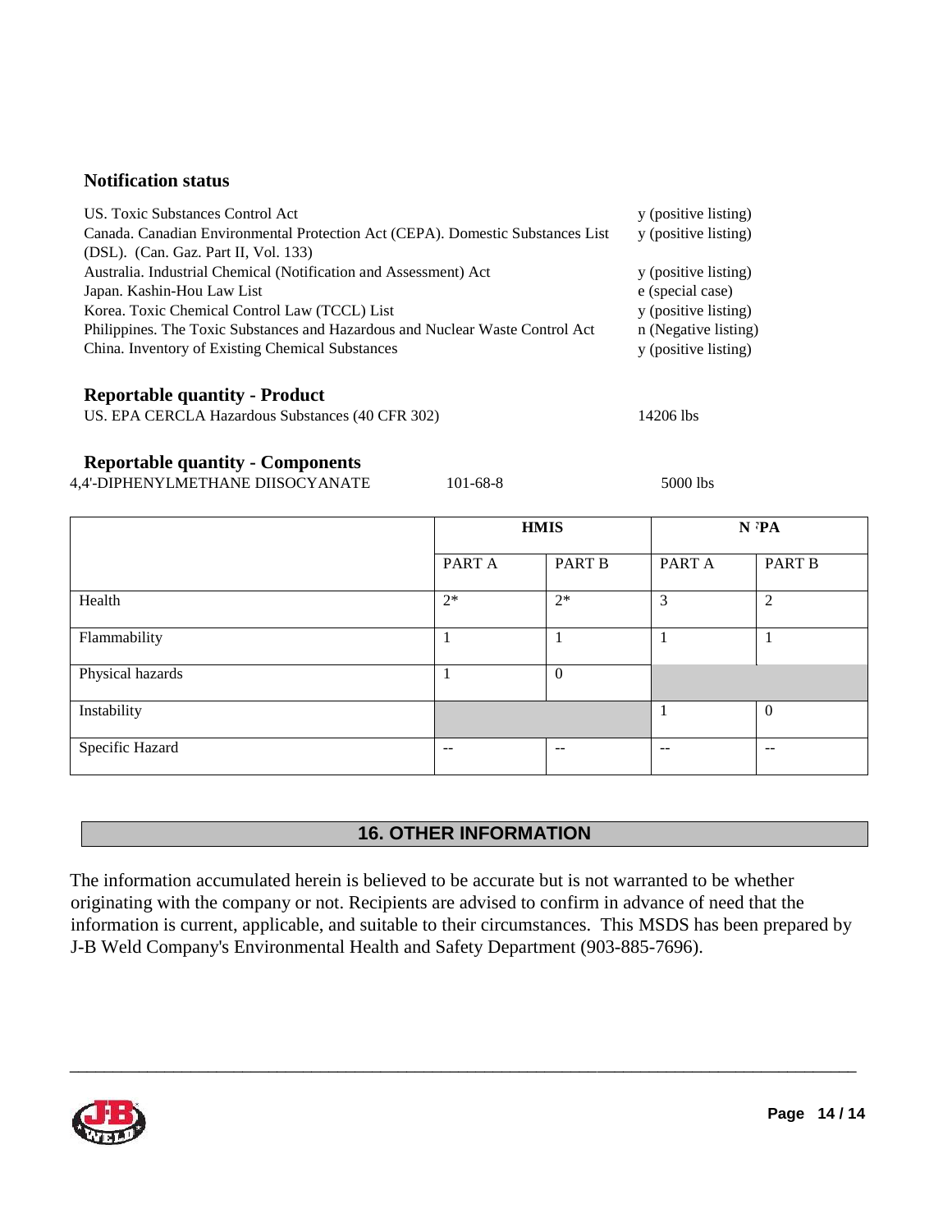### Notification status

| | |
|---|---|
| US. Toxic Substances Control Act | y (positive listing) |
| Canada. Canadian Environmental Protection Act (CEPA). Domestic Substances List (DSL). (Can. Gaz. Part II, Vol. 133) | y (positive listing) |
| Australia. Industrial Chemical (Notification and Assessment) Act | y (positive listing) |
| Japan. Kashin-Hou Law List | e (special case) |
| Korea. Toxic Chemical Control Law (TCCL) List | y (positive listing) |
| Philippines. The Toxic Substances and Hazardous and Nuclear Waste Control Act | n (Negative listing) |
| China. Inventory of Existing Chemical Substances | y (positive listing) |

### Reportable quantity - Product

US. EPA CERCLA Hazardous Substances (40 CFR 302) 14206 lbs

### Reportable quantity - Components

| | | |
|---|---|---|
| 4,4'-DIPHENYLMETHANE DIISOCYANATE | 101-68-8 | 5000 lbs |

| | HMIS | | NFPA | |
|---|---|---|---|---|
| | PART A | PART B | PART A | PART B |
| Health | 2* | 2* | 3 | 2 |
| Flammability | 1 | 1 | 1 | 1 |
| Physical hazards | 1 | 0 | | |
| Instability | | | 1 | 0 |
| Specific Hazard | -- | -- | -- | -- |

## 16. OTHER INFORMATION

The information accumulated herein is believed to be accurate but is not warranted to be whether originating with the company or not. Recipients are advised to confirm in advance of need that the information is current, applicable, and suitable to their circumstances. This MSDS has been prepared by J-B Weld Company's Environmental Health and Safety Department (903-885-7696).